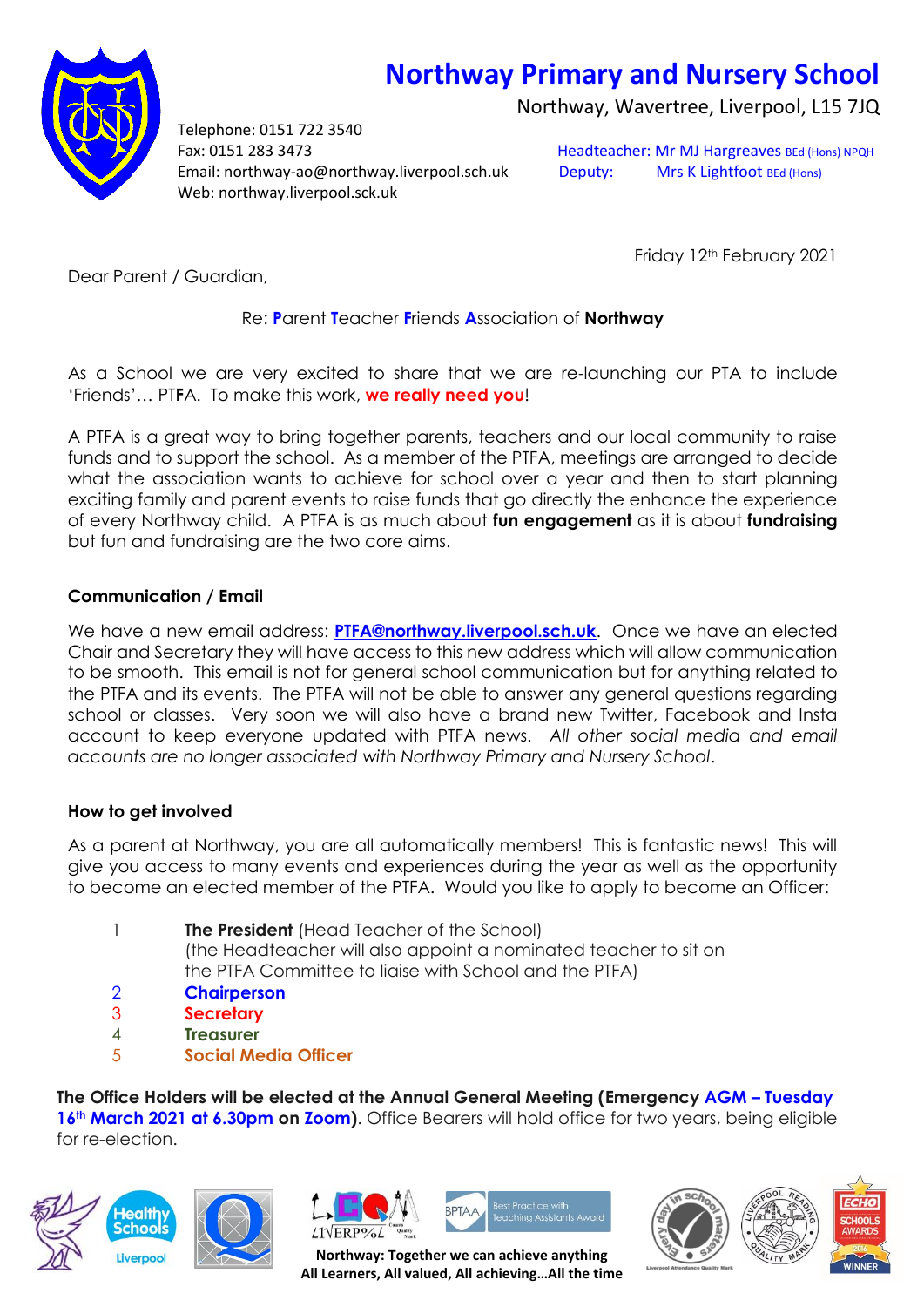# Northway Primary and Nursery School

Northway, Wavertree, Liverpool, L15 7JQ

Telephone: 0151 722 3540
Fax: 0151 283 3473
Email: northway-ao@northway.liverpool.sch.uk
Web: northway.liverpool.sck.uk

Headteacher: Mr MJ Hargreaves BEd (Hons) NPQH
Deputy: Mrs K Lightfoot BEd (Hons)

Friday 12th February 2021

Dear Parent / Guardian,

Re: **P**arent **T**eacher **F**riends **A**ssociation of **Northway**

As a School we are very excited to share that we are re-launching our PTA to include 'Friends'… PT**F**A. To make this work, **we really need you**!

A PTFA is a great way to bring together parents, teachers and our local community to raise funds and to support the school. As a member of the PTFA, meetings are arranged to decide what the association wants to achieve for school over a year and then to start planning exciting family and parent events to raise funds that go directly the enhance the experience of every Northway child. A PTFA is as much about **fun engagement** as it is about **fundraising** but fun and fundraising are the two core aims.

### Communication / Email

We have a new email address: **PTFA@northway.liverpool.sch.uk**. Once we have an elected Chair and Secretary they will have access to this new address which will allow communication to be smooth. This email is not for general school communication but for anything related to the PTFA and its events. The PTFA will not be able to answer any general questions regarding school or classes. Very soon we will also have a brand new Twitter, Facebook and Insta account to keep everyone updated with PTFA news. *All other social media and email accounts are no longer associated with Northway Primary and Nursery School*.

### How to get involved

As a parent at Northway, you are all automatically members! This is fantastic news! This will give you access to many events and experiences during the year as well as the opportunity to become an elected member of the PTFA. Would you like to apply to become an Officer:

1. **The President** (Head Teacher of the School)
   (the Headteacher will also appoint a nominated teacher to sit on the PTFA Committee to liaise with School and the PTFA)
2. **Chairperson**
3. **Secretary**
4. **Treasurer**
5. **Social Media Officer**

**The Office Holders will be elected at the Annual General Meeting (Emergency AGM – Tuesday 16th March 2021 at 6.30pm on Zoom)**. Office Bearers will hold office for two years, being eligible for re-election.

Northway: Together we can achieve anything
All Learners, All valued, All achieving…All the time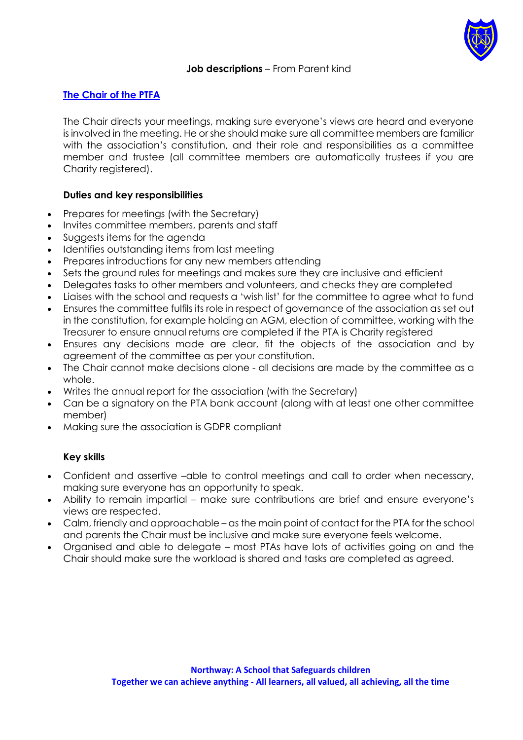**Job descriptions** – From Parent kind

## The Chair of the PTFA

The Chair directs your meetings, making sure everyone's views are heard and everyone is involved in the meeting. He or she should make sure all committee members are familiar with the association's constitution, and their role and responsibilities as a committee member and trustee (all committee members are automatically trustees if you are Charity registered).

### Duties and key responsibilities

- Prepares for meetings (with the Secretary)
- Invites committee members, parents and staff
- Suggests items for the agenda
- Identifies outstanding items from last meeting
- Prepares introductions for any new members attending
- Sets the ground rules for meetings and makes sure they are inclusive and efficient
- Delegates tasks to other members and volunteers, and checks they are completed
- Liaises with the school and requests a 'wish list' for the committee to agree what to fund
- Ensures the committee fulfils its role in respect of governance of the association as set out in the constitution, for example holding an AGM, election of committee, working with the Treasurer to ensure annual returns are completed if the PTA is Charity registered
- Ensures any decisions made are clear, fit the objects of the association and by agreement of the committee as per your constitution.
- The Chair cannot make decisions alone - all decisions are made by the committee as a whole.
- Writes the annual report for the association (with the Secretary)
- Can be a signatory on the PTA bank account (along with at least one other committee member)
- Making sure the association is GDPR compliant

### Key skills

- Confident and assertive –able to control meetings and call to order when necessary, making sure everyone has an opportunity to speak.
- Ability to remain impartial – make sure contributions are brief and ensure everyone's views are respected.
- Calm, friendly and approachable – as the main point of contact for the PTA for the school and parents the Chair must be inclusive and make sure everyone feels welcome.
- Organised and able to delegate – most PTAs have lots of activities going on and the Chair should make sure the workload is shared and tasks are completed as agreed.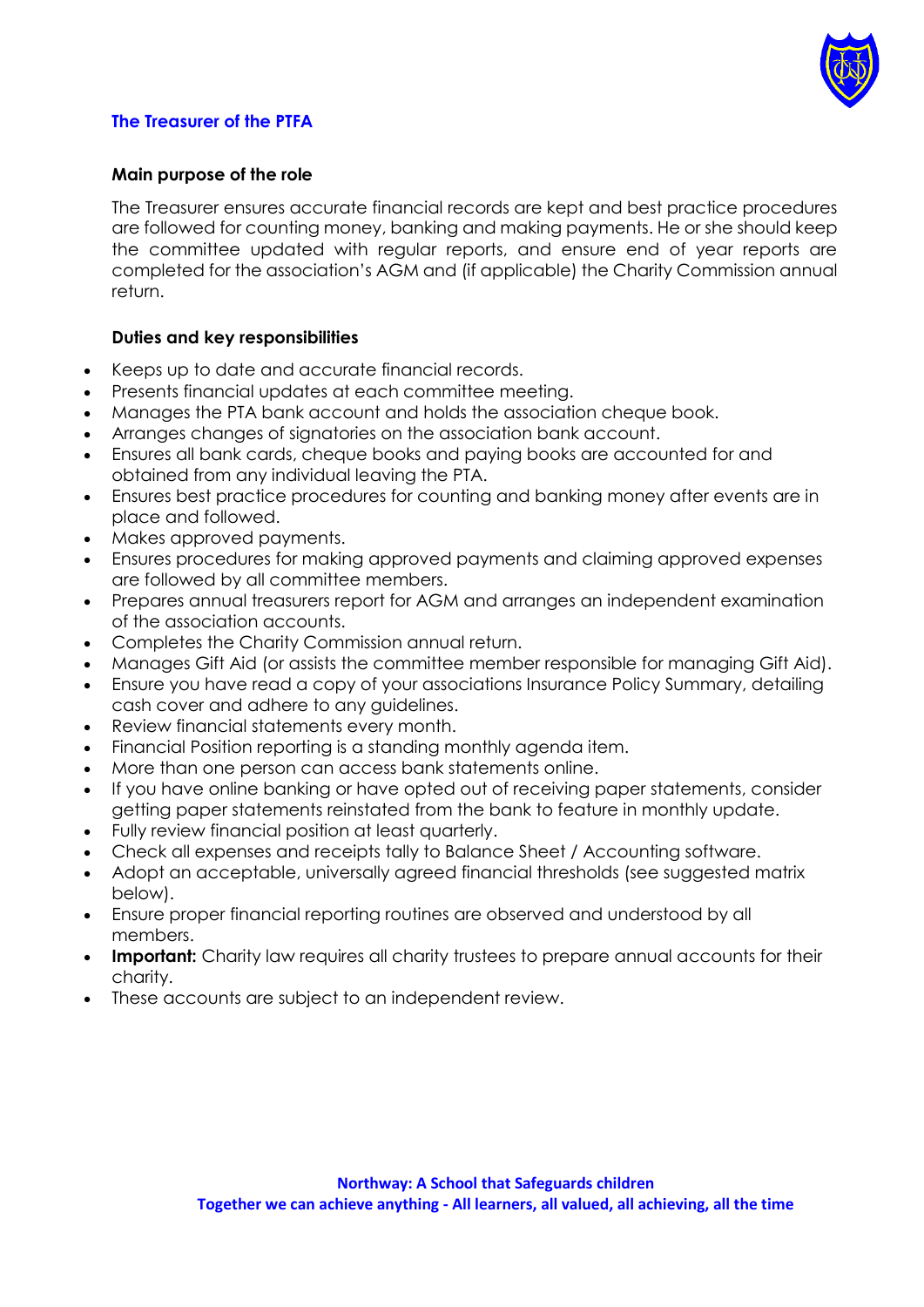## The Treasurer of the PTFA

**Main purpose of the role**

The Treasurer ensures accurate financial records are kept and best practice procedures are followed for counting money, banking and making payments. He or she should keep the committee updated with regular reports, and ensure end of year reports are completed for the association's AGM and (if applicable) the Charity Commission annual return.

**Duties and key responsibilities**

- Keeps up to date and accurate financial records.
- Presents financial updates at each committee meeting.
- Manages the PTA bank account and holds the association cheque book.
- Arranges changes of signatories on the association bank account.
- Ensures all bank cards, cheque books and paying books are accounted for and obtained from any individual leaving the PTA.
- Ensures best practice procedures for counting and banking money after events are in place and followed.
- Makes approved payments.
- Ensures procedures for making approved payments and claiming approved expenses are followed by all committee members.
- Prepares annual treasurers report for AGM and arranges an independent examination of the association accounts.
- Completes the Charity Commission annual return.
- Manages Gift Aid (or assists the committee member responsible for managing Gift Aid).
- Ensure you have read a copy of your associations Insurance Policy Summary, detailing cash cover and adhere to any guidelines.
- Review financial statements every month.
- Financial Position reporting is a standing monthly agenda item.
- More than one person can access bank statements online.
- If you have online banking or have opted out of receiving paper statements, consider getting paper statements reinstated from the bank to feature in monthly update.
- Fully review financial position at least quarterly.
- Check all expenses and receipts tally to Balance Sheet / Accounting software.
- Adopt an acceptable, universally agreed financial thresholds (see suggested matrix below).
- Ensure proper financial reporting routines are observed and understood by all members.
- **Important:** Charity law requires all charity trustees to prepare annual accounts for their charity.
- These accounts are subject to an independent review.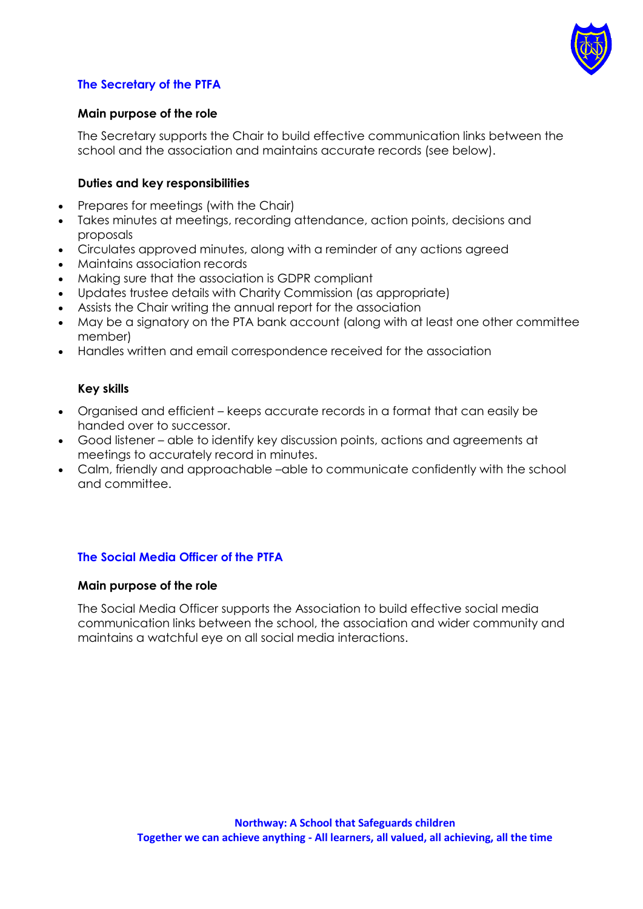## The Secretary of the PTFA

### Main purpose of the role

The Secretary supports the Chair to build effective communication links between the school and the association and maintains accurate records (see below).

### Duties and key responsibilities

- Prepares for meetings (with the Chair)
- Takes minutes at meetings, recording attendance, action points, decisions and proposals
- Circulates approved minutes, along with a reminder of any actions agreed
- Maintains association records
- Making sure that the association is GDPR compliant
- Updates trustee details with Charity Commission (as appropriate)
- Assists the Chair writing the annual report for the association
- May be a signatory on the PTA bank account (along with at least one other committee member)
- Handles written and email correspondence received for the association

### Key skills

- Organised and efficient – keeps accurate records in a format that can easily be handed over to successor.
- Good listener – able to identify key discussion points, actions and agreements at meetings to accurately record in minutes.
- Calm, friendly and approachable –able to communicate confidently with the school and committee.

## The Social Media Officer of the PTFA

### Main purpose of the role

The Social Media Officer supports the Association to build effective social media communication links between the school, the association and wider community and maintains a watchful eye on all social media interactions.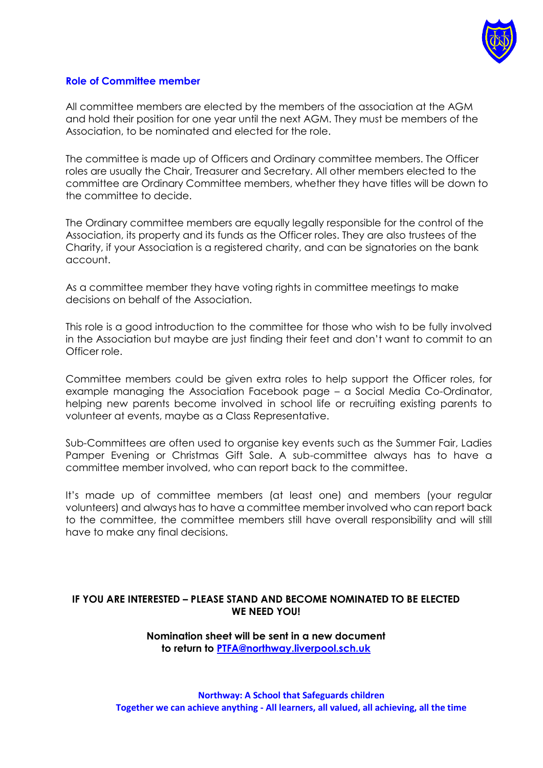## Role of Committee member

All committee members are elected by the members of the association at the AGM and hold their position for one year until the next AGM. They must be members of the Association, to be nominated and elected for the role.

The committee is made up of Officers and Ordinary committee members. The Officer roles are usually the Chair, Treasurer and Secretary. All other members elected to the committee are Ordinary Committee members, whether they have titles will be down to the committee to decide.

The Ordinary committee members are equally legally responsible for the control of the Association, its property and its funds as the Officer roles. They are also trustees of the Charity, if your Association is a registered charity, and can be signatories on the bank account.

As a committee member they have voting rights in committee meetings to make decisions on behalf of the Association.

This role is a good introduction to the committee for those who wish to be fully involved in the Association but maybe are just finding their feet and don't want to commit to an Officer role.

Committee members could be given extra roles to help support the Officer roles, for example managing the Association Facebook page – a Social Media Co-Ordinator, helping new parents become involved in school life or recruiting existing parents to volunteer at events, maybe as a Class Representative.

Sub-Committees are often used to organise key events such as the Summer Fair, Ladies Pamper Evening or Christmas Gift Sale. A sub-committee always has to have a committee member involved, who can report back to the committee.

It's made up of committee members (at least one) and members (your regular volunteers) and always has to have a committee member involved who can report back to the committee, the committee members still have overall responsibility and will still have to make any final decisions.

**IF YOU ARE INTERESTED – PLEASE STAND AND BECOME NOMINATED TO BE ELECTED WE NEED YOU!**

**Nomination sheet will be sent in a new document to return to [PTFA@northway.liverpool.sch.uk](mailto:PTFA@northway.liverpool.sch.uk)**

**Northway: A School that Safeguards children**
**Together we can achieve anything - All learners, all valued, all achieving, all the time**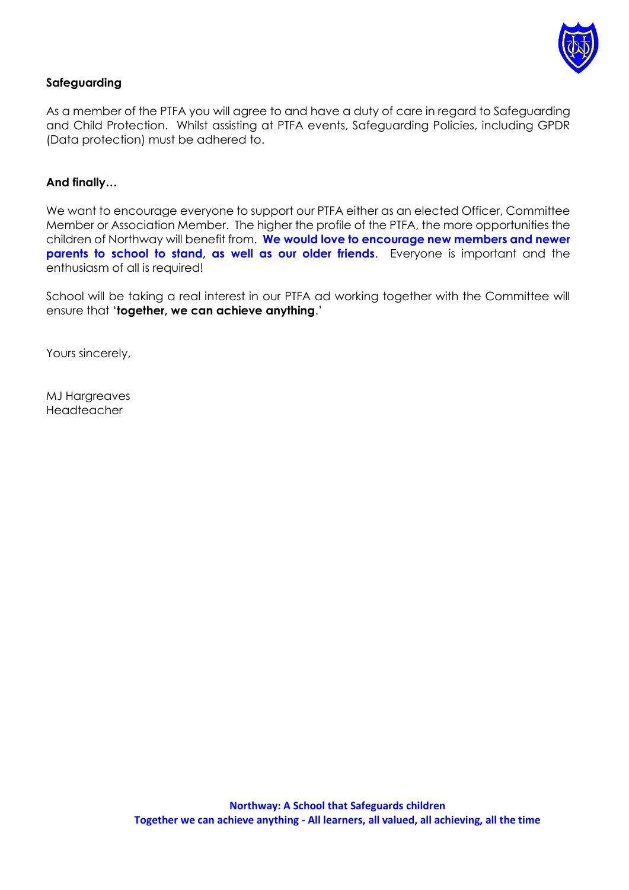**Safeguarding**

As a member of the PTFA you will agree to and have a duty of care in regard to Safeguarding and Child Protection. Whilst assisting at PTFA events, Safeguarding Policies, including GPDR (Data protection) must be adhered to.

**And finally…**

We want to encourage everyone to support our PTFA either as an elected Officer, Committee Member or Association Member. The higher the profile of the PTFA, the more opportunities the children of Northway will benefit from. **We would love to encourage new members and newer parents to school to stand, as well as our older friends**. Everyone is important and the enthusiasm of all is required!

School will be taking a real interest in our PTFA ad working together with the Committee will ensure that '**together, we can achieve anything**.'

Yours sincerely,

MJ Hargreaves
Headteacher

**Northway: A School that Safeguards children**
**Together we can achieve anything - All learners, all valued, all achieving, all the time**